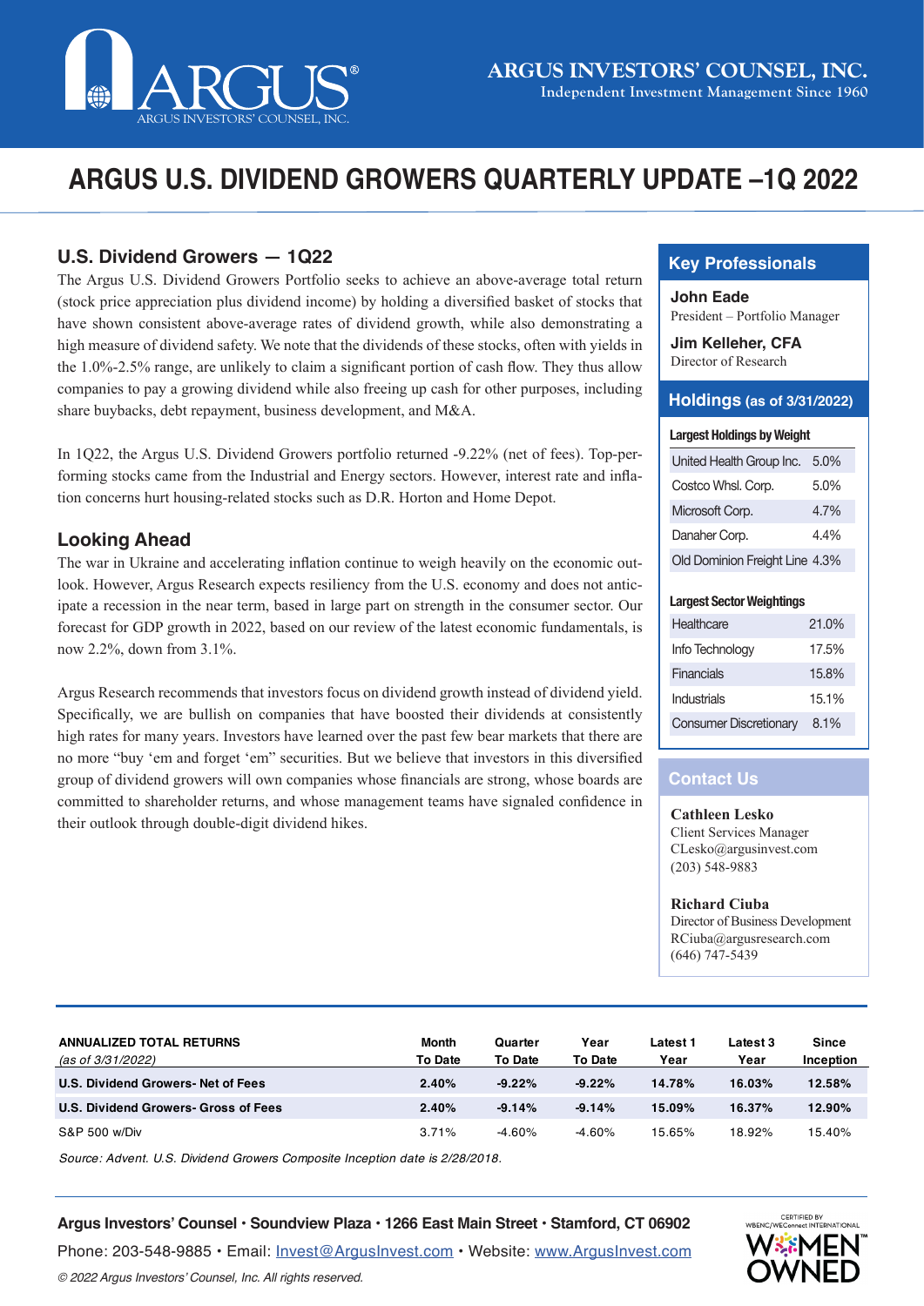ARGUS INVESTORS' COUNSEL, INC.

Independent Investment Management Since 1960

# ARGUS U.S. DIVIDEND GROWERS QUARTERLY UPDATE –1Q 2022

## U.S. Dividend Growers — 1Q22

The Argus U.S. Dividend Growers Portfolio seeks to achieve an above-average total return (stock price appreciation plus dividend income) by holding a diversified basket of stocks that have shown consistent above-average rates of dividend growth, while also demonstrating a high measure of dividend safety. We note that the dividends of these stocks, often with yields in the 1.0%-2.5% range, are unlikely to claim a significant portion of cash flow. They thus allow companies to pay a growing dividend while also freeing up cash for other purposes, including share buybacks, debt repayment, business development, and M&A.

In 1Q22, the Argus U.S. Dividend Growers portfolio returned -9.22% (net of fees). Top-performing stocks came from the Industrial and Energy sectors. However, interest rate and inflation concerns hurt housing-related stocks such as D.R. Horton and Home Depot.

## Looking Ahead

The war in Ukraine and accelerating inflation continue to weigh heavily on the economic outlook. However, Argus Research expects resiliency from the U.S. economy and does not anticipate a recession in the near term, based in large part on strength in the consumer sector. Our forecast for GDP growth in 2022, based on our review of the latest economic fundamentals, is now 2.2%, down from 3.1%.

Argus Research recommends that investors focus on dividend growth instead of dividend yield. Specifically, we are bullish on companies that have boosted their dividends at consistently high rates for many years. Investors have learned over the past few bear markets that there are no more "buy 'em and forget 'em" securities. But we believe that investors in this diversified group of dividend growers will own companies whose financials are strong, whose boards are committed to shareholder returns, and whose management teams have signaled confidence in their outlook through double-digit dividend hikes.

## Key Professionals

**John Eade**
President – Portfolio Manager

**Jim Kelleher, CFA**
Director of Research

## Holdings (as of 3/31/2022)

**Largest Holdings by Weight**

| Holding | Weight |
|---|---|
| United Health Group Inc. | 5.0% |
| Costco Whsl. Corp. | 5.0% |
| Microsoft Corp. | 4.7% |
| Danaher Corp. | 4.4% |
| Old Dominion Freight Line | 4.3% |

**Largest Sector Weightings**

| Sector | Weight |
|---|---|
| Healthcare | 21.0% |
| Info Technology | 17.5% |
| Financials | 15.8% |
| Industrials | 15.1% |
| Consumer Discretionary | 8.1% |

## Contact Us

**Cathleen Lesko**
Client Services Manager
CLesko@argusinvest.com
(203) 548-9883

**Richard Ciuba**
Director of Business Development
RCiuba@argusresearch.com
(646) 747-5439

| ANNUALIZED TOTAL RETURNS *(as of 3/31/2022)* | Month To Date | Quarter To Date | Year To Date | Latest 1 Year | Latest 3 Year | Since Inception |
|---|---|---|---|---|---|---|
| **U.S. Dividend Growers- Net of Fees** | **2.40%** | **-9.22%** | **-9.22%** | **14.78%** | **16.03%** | **12.58%** |
| **U.S. Dividend Growers- Gross of Fees** | **2.40%** | **-9.14%** | **-9.14%** | **15.09%** | **16.37%** | **12.90%** |
| S&P 500 w/Div | 3.71% | -4.60% | -4.60% | 15.65% | 18.92% | 15.40% |

*Source: Advent. U.S. Dividend Growers Composite Inception date is 2/28/2018.*

**Argus Investors' Counsel • Soundview Plaza • 1266 East Main Street • Stamford, CT 06902**

Phone: 203-548-9885 • Email: Invest@ArgusInvest.com • Website: www.ArgusInvest.com

*© 2022 Argus Investors' Counsel, Inc. All rights reserved.*

CERTIFIED BY WBENC/WEConnect INTERNATIONAL WOMEN OWNED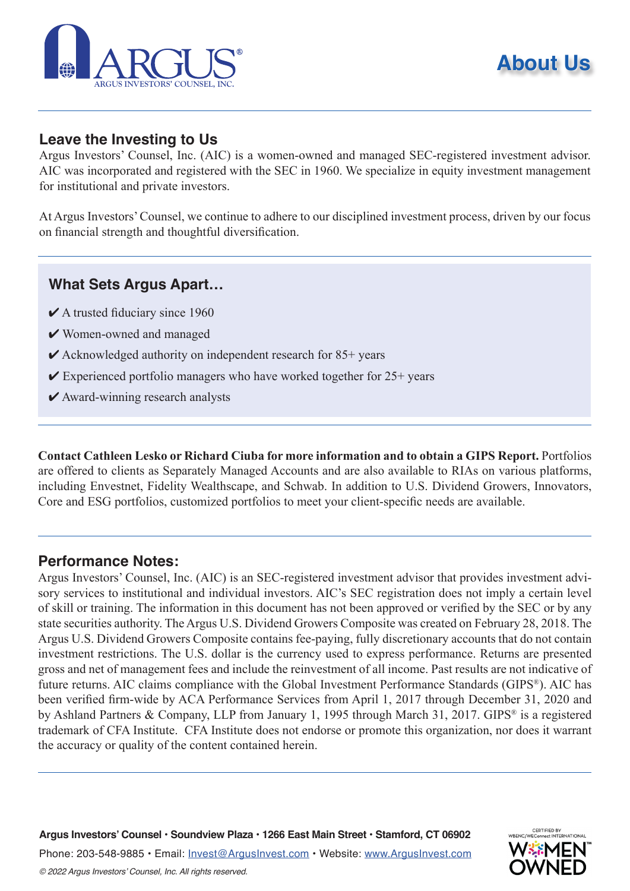ARGUS®
ARGUS INVESTORS' COUNSEL, INC.

# About Us

## Leave the Investing to Us

Argus Investors' Counsel, Inc. (AIC) is a women-owned and managed SEC-registered investment advisor. AIC was incorporated and registered with the SEC in 1960. We specialize in equity investment management for institutional and private investors.

At Argus Investors' Counsel, we continue to adhere to our disciplined investment process, driven by our focus on financial strength and thoughtful diversification.

## What Sets Argus Apart…

- ✔ A trusted fiduciary since 1960
- ✔ Women-owned and managed
- ✔ Acknowledged authority on independent research for 85+ years
- ✔ Experienced portfolio managers who have worked together for 25+ years
- ✔ Award-winning research analysts

**Contact Cathleen Lesko or Richard Ciuba for more information and to obtain a GIPS Report.** Portfolios are offered to clients as Separately Managed Accounts and are also available to RIAs on various platforms, including Envestnet, Fidelity Wealthscape, and Schwab. In addition to U.S. Dividend Growers, Innovators, Core and ESG portfolios, customized portfolios to meet your client-specific needs are available.

## Performance Notes:

Argus Investors' Counsel, Inc. (AIC) is an SEC-registered investment advisor that provides investment advisory services to institutional and individual investors. AIC's SEC registration does not imply a certain level of skill or training. The information in this document has not been approved or verified by the SEC or by any state securities authority. The Argus U.S. Dividend Growers Composite was created on February 28, 2018. The Argus U.S. Dividend Growers Composite contains fee-paying, fully discretionary accounts that do not contain investment restrictions. The U.S. dollar is the currency used to express performance. Returns are presented gross and net of management fees and include the reinvestment of all income. Past results are not indicative of future returns. AIC claims compliance with the Global Investment Performance Standards (GIPS®). AIC has been verified firm-wide by ACA Performance Services from April 1, 2017 through December 31, 2020 and by Ashland Partners & Company, LLP from January 1, 1995 through March 31, 2017. GIPS® is a registered trademark of CFA Institute. CFA Institute does not endorse or promote this organization, nor does it warrant the accuracy or quality of the content contained herein.

**Argus Investors' Counsel • Soundview Plaza • 1266 East Main Street • Stamford, CT 06902**

Phone: 203-548-9885 • Email: Invest@ArgusInvest.com • Website: www.ArgusInvest.com

*© 2022 Argus Investors' Counsel, Inc. All rights reserved.*

CERTIFIED BY WBENC/WEConnect INTERNATIONAL WOMEN OWNED™